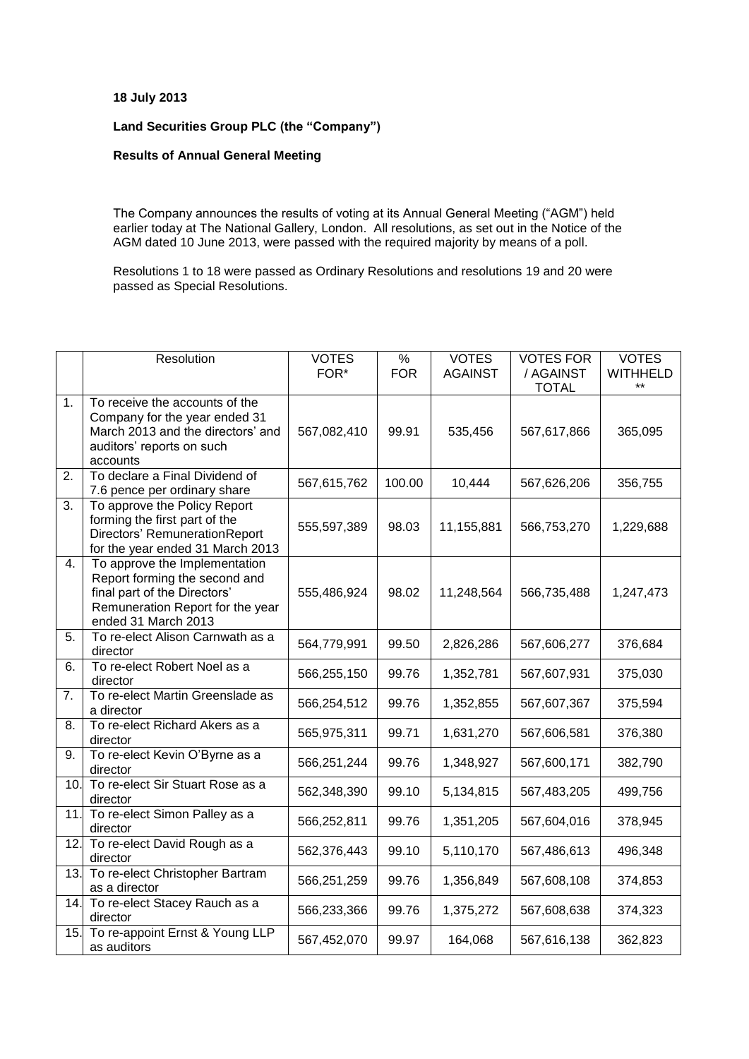**18 July 2013**

**Land Securities Group PLC (the "Company")**

**Results of Annual General Meeting**

The Company announces the results of voting at its Annual General Meeting ("AGM") held earlier today at The National Gallery, London. All resolutions, as set out in the Notice of the AGM dated 10 June 2013, were passed with the required majority by means of a poll.

Resolutions 1 to 18 were passed as Ordinary Resolutions and resolutions 19 and 20 were passed as Special Resolutions.

| | Resolution | VOTES FOR* | % FOR | VOTES AGAINST | VOTES FOR / AGAINST TOTAL | VOTES WITHHELD ** |
|---|---|---|---|---|---|---|
| 1. | To receive the accounts of the Company for the year ended 31 March 2013 and the directors' and auditors' reports on such accounts | 567,082,410 | 99.91 | 535,456 | 567,617,866 | 365,095 |
| 2. | To declare a Final Dividend of 7.6 pence per ordinary share | 567,615,762 | 100.00 | 10,444 | 567,626,206 | 356,755 |
| 3. | To approve the Policy Report forming the first part of the Directors' RemunerationReport for the year ended 31 March 2013 | 555,597,389 | 98.03 | 11,155,881 | 566,753,270 | 1,229,688 |
| 4. | To approve the Implementation Report forming the second and final part of the Directors' Remuneration Report for the year ended 31 March 2013 | 555,486,924 | 98.02 | 11,248,564 | 566,735,488 | 1,247,473 |
| 5. | To re-elect Alison Carnwath as a director | 564,779,991 | 99.50 | 2,826,286 | 567,606,277 | 376,684 |
| 6. | To re-elect Robert Noel as a director | 566,255,150 | 99.76 | 1,352,781 | 567,607,931 | 375,030 |
| 7. | To re-elect Martin Greenslade as a director | 566,254,512 | 99.76 | 1,352,855 | 567,607,367 | 375,594 |
| 8. | To re-elect Richard Akers as a director | 565,975,311 | 99.71 | 1,631,270 | 567,606,581 | 376,380 |
| 9. | To re-elect Kevin O'Byrne as a director | 566,251,244 | 99.76 | 1,348,927 | 567,600,171 | 382,790 |
| 10. | To re-elect Sir Stuart Rose as a director | 562,348,390 | 99.10 | 5,134,815 | 567,483,205 | 499,756 |
| 11. | To re-elect Simon Palley as a director | 566,252,811 | 99.76 | 1,351,205 | 567,604,016 | 378,945 |
| 12. | To re-elect David Rough as a director | 562,376,443 | 99.10 | 5,110,170 | 567,486,613 | 496,348 |
| 13. | To re-elect Christopher Bartram as a director | 566,251,259 | 99.76 | 1,356,849 | 567,608,108 | 374,853 |
| 14. | To re-elect Stacey Rauch as a director | 566,233,366 | 99.76 | 1,375,272 | 567,608,638 | 374,323 |
| 15. | To re-appoint Ernst & Young LLP as auditors | 567,452,070 | 99.97 | 164,068 | 567,616,138 | 362,823 |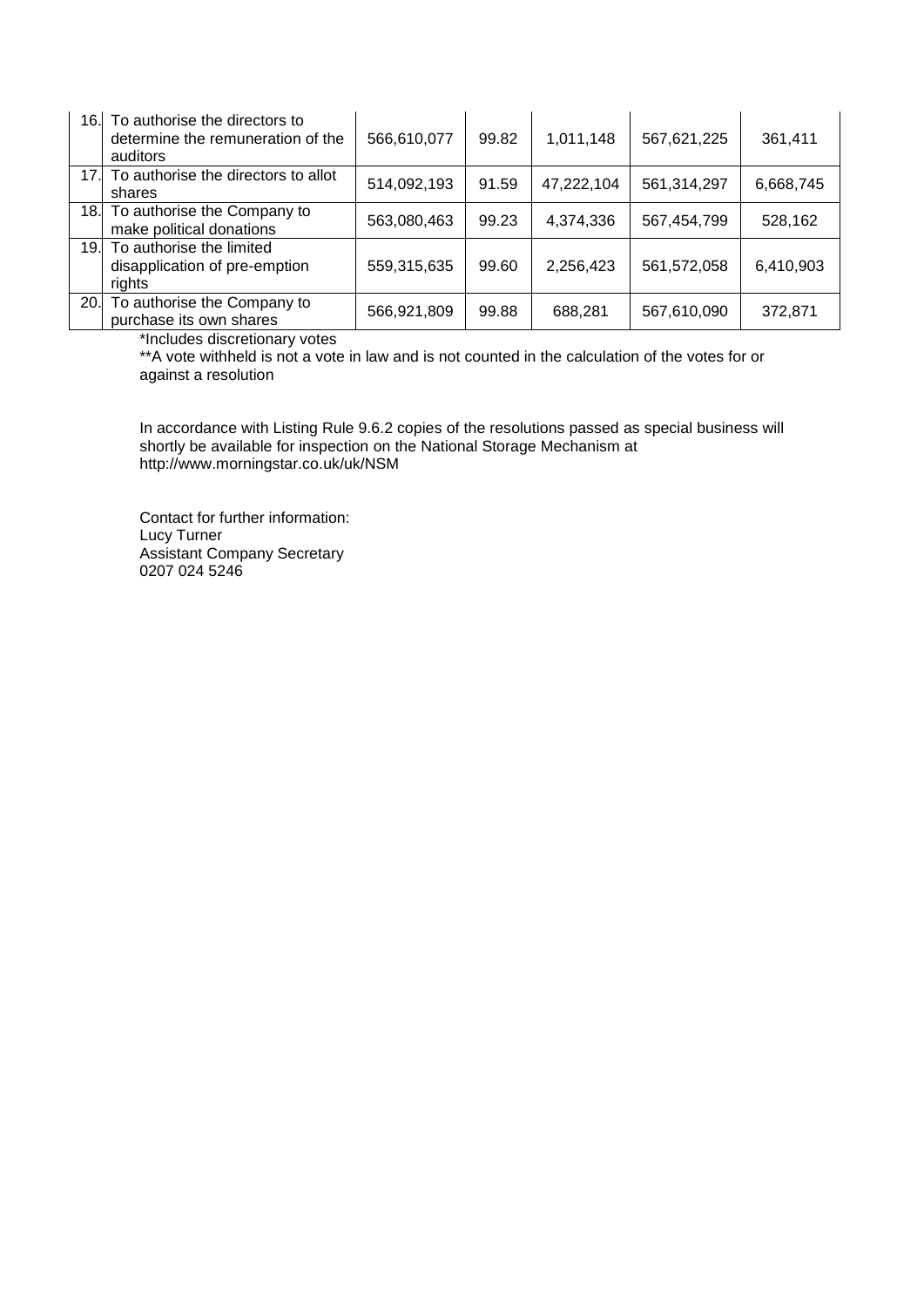| | | | | | | |
|---|---|---|---|---|---|---|
| 16. | To authorise the directors to determine the remuneration of the auditors | 566,610,077 | 99.82 | 1,011,148 | 567,621,225 | 361,411 |
| 17. | To authorise the directors to allot shares | 514,092,193 | 91.59 | 47,222,104 | 561,314,297 | 6,668,745 |
| 18. | To authorise the Company to make political donations | 563,080,463 | 99.23 | 4,374,336 | 567,454,799 | 528,162 |
| 19. | To authorise the limited disapplication of pre-emption rights | 559,315,635 | 99.60 | 2,256,423 | 561,572,058 | 6,410,903 |
| 20. | To authorise the Company to purchase its own shares | 566,921,809 | 99.88 | 688,281 | 567,610,090 | 372,871 |

*Includes discretionary votes

**A vote withheld is not a vote in law and is not counted in the calculation of the votes for or against a resolution

In accordance with Listing Rule 9.6.2 copies of the resolutions passed as special business will shortly be available for inspection on the National Storage Mechanism at http://www.morningstar.co.uk/uk/NSM

Contact for further information:
Lucy Turner
Assistant Company Secretary
0207 024 5246